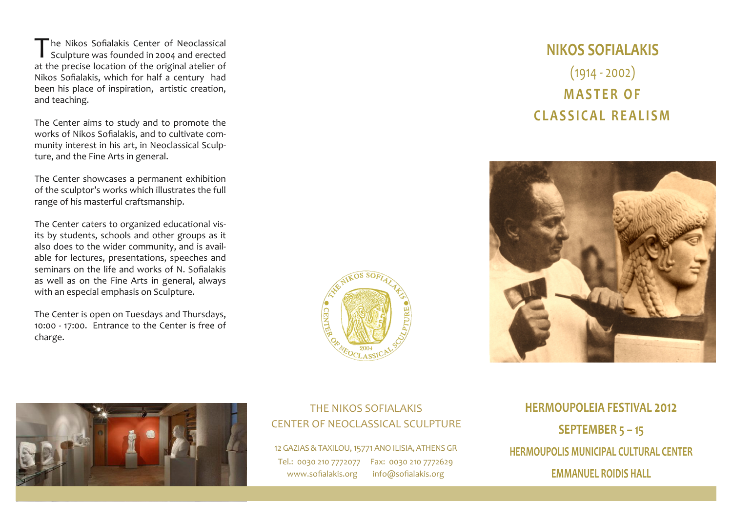# NIKOS SOFIALAKIS

(1914 - 2002)

## MASTER OF CLASSICAL REALISM

The Nikos Sofialakis Center of Neoclassical Sculpture was founded in 2004 and erected at the precise location of the original atelier of Nikos Sofialakis, which for half a century had been his place of inspiration, artistic creation, and teaching.

The Center aims to study and to promote the works of Nikos Sofialakis, and to cultivate community interest in his art, in Neoclassical Sculpture, and the Fine Arts in general.

The Center showcases a permanent exhibition of the sculptor's works which illustrates the full range of his masterful craftsmanship.

The Center caters to organized educational visits by students, schools and other groups as it also does to the wider community, and is available for lectures, presentations, speeches and seminars on the life and works of N. Sofialakis as well as on the Fine Arts in general, always with an especial emphasis on Sculpture.

The Center is open on Tuesdays and Thursdays, 10:00 - 17:00. Entrance to the Center is free of charge.

THE NIKOS SOFIALAKIS CENTER OF NEOCLASSICAL SCULPTURE

12 GAZIAS & TAXILOU, 15771 ANO ILISIA, ATHENS GR
Tel.: 0030 210 7772077 Fax: 0030 210 7772629
www.sofialakis.org info@sofialakis.org

**HERMOUPOLEIA FESTIVAL 2012**

**SEPTEMBER 5 – 15**

**HERMOUPOLIS MUNICIPAL CULTURAL CENTER**

**EMMANUEL ROIDIS HALL**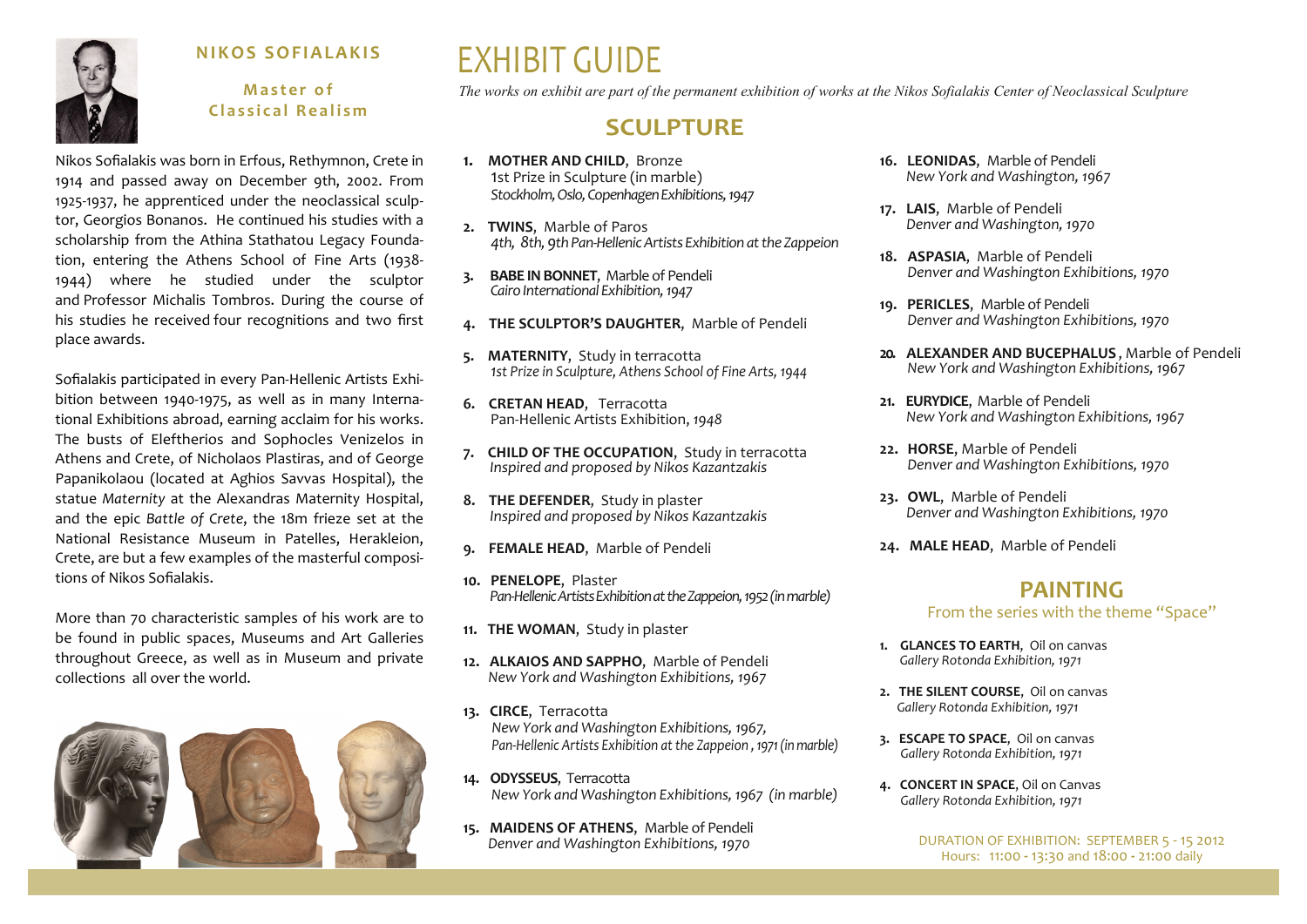## NIKOS SOFIALAKIS

**Master of Classical Realism**

Nikos Sofialakis was born in Erfous, Rethymnon, Crete in 1914 and passed away on December 9th, 2002. From 1925-1937, he apprenticed under the neoclassical sculptor, Georgios Bonanos. He continued his studies with a scholarship from the Athina Stathatou Legacy Foundation, entering the Athens School of Fine Arts (1938-1944) where he studied under the sculptor and Professor Michalis Tombros. During the course of his studies he received four recognitions and two first place awards.

Sofialakis participated in every Pan-Hellenic Artists Exhibition between 1940-1975, as well as in many International Exhibitions abroad, earning acclaim for his works. The busts of Eleftherios and Sophocles Venizelos in Athens and Crete, of Nicholaos Plastiras, and of George Papanikolaou (located at Aghios Savvas Hospital), the statue *Maternity* at the Alexandras Maternity Hospital, and the epic *Battle of Crete*, the 18m frieze set at the National Resistance Museum in Patelles, Herakleion, Crete, are but a few examples of the masterful compositions of Nikos Sofialakis.

More than 70 characteristic samples of his work are to be found in public spaces, Museums and Art Galleries throughout Greece, as well as in Museum and private collections all over the world.

# EXHIBIT GUIDE

*The works on exhibit are part of the permanent exhibition of works at the Nikos Sofialakis Center of Neoclassical Sculpture*

## SCULPTURE

1. **MOTHER AND CHILD**, Bronze
   1st Prize in Sculpture (in marble)
   *Stockholm, Oslo, Copenhagen Exhibitions, 1947*
2. **TWINS**, Marble of Paros
   *4th, 8th, 9th Pan-Hellenic Artists Exhibition at the Zappeion*
3. **BABE IN BONNET**, Marble of Pendeli
   *Cairo International Exhibition, 1947*
4. **THE SCULPTOR'S DAUGHTER**, Marble of Pendeli
5. **MATERNITY**, Study in terracotta
   *1st Prize in Sculpture, Athens School of Fine Arts, 1944*
6. **CRETAN HEAD**, Terracotta
   Pan-Hellenic Artists Exhibition, *1948*
7. **CHILD OF THE OCCUPATION**, Study in terracotta
   *Inspired and proposed by Nikos Kazantzakis*
8. **THE DEFENDER**, Study in plaster
   *Inspired and proposed by Nikos Kazantzakis*
9. **FEMALE HEAD**, Marble of Pendeli
10. **PENELOPE**, Plaster
    *Pan-Hellenic Artists Exhibition at the Zappeion, 1952 (in marble)*
11. **THE WOMAN**, Study in plaster
12. **ALKAIOS AND SAPPHO**, Marble of Pendeli
    *New York and Washington Exhibitions, 1967*
13. **CIRCE**, Terracotta
    *New York and Washington Exhibitions, 1967,*
    *Pan-Hellenic Artists Exhibition at the Zappeion , 1971 (in marble)*
14. **ODYSSEUS**, Terracotta
    *New York and Washington Exhibitions, 1967 (in marble)*
15. **MAIDENS OF ATHENS**, Marble of Pendeli
    *Denver and Washington Exhibitions, 1970*
16. **LEONIDAS**, Marble of Pendeli
    *New York and Washington, 1967*
17. **LAIS**, Marble of Pendeli
    *Denver and Washington, 1970*
18. **ASPASIA**, Marble of Pendeli
    *Denver and Washington Exhibitions, 1970*
19. **PERICLES**, Marble of Pendeli
    *Denver and Washington Exhibitions, 1970*
20. **ALEXANDER AND BUCEPHALUS** , Marble of Pendeli
    *New York and Washington Exhibitions, 1967*
21. **EURYDICE**, Marble of Pendeli
    *New York and Washington Exhibitions, 1967*
22. **HORSE**, Marble of Pendeli
    *Denver and Washington Exhibitions, 1970*
23. **OWL**, Marble of Pendeli
    *Denver and Washington Exhibitions, 1970*
24. **MALE HEAD**, Marble of Pendeli

## PAINTING

From the series with the theme "Space"

1. **GLANCES TO EARTH**, Oil on canvas
   *Gallery Rotonda Exhibition, 1971*
2. **THE SILENT COURSE**, Oil on canvas
   *Gallery Rotonda Exhibition, 1971*
3. **ESCAPE TO SPACE**, Oil on canvas
   *Gallery Rotonda Exhibition, 1971*
4. **CONCERT IN SPACE**, Oil on Canvas
   *Gallery Rotonda Exhibition, 1971*

DURATION OF EXHIBITION: SEPTEMBER 5 - 15 2012
Hours: 11:00 - 13:30 and 18:00 - 21:00 daily